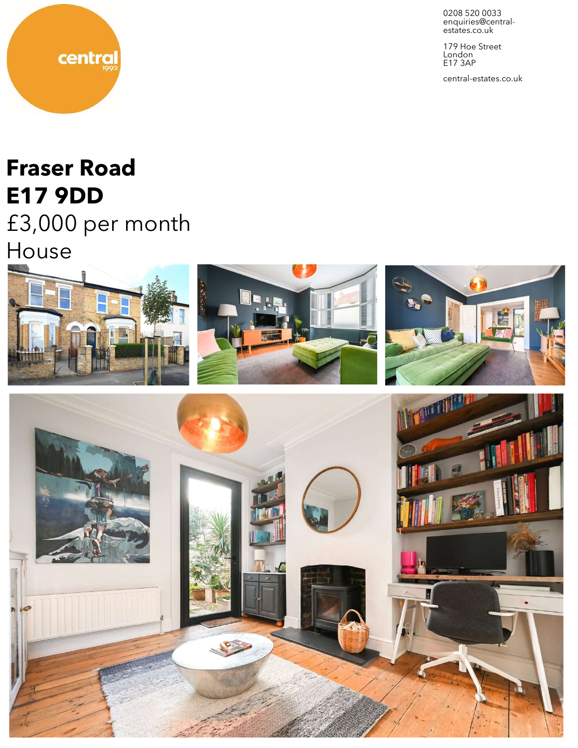central
1992

0208 520 0033
enquiries@central-estates.co.uk

179 Hoe Street
London
E17 3AP

central-estates.co.uk

# Fraser Road
# E17 9DD

£3,000 per month

House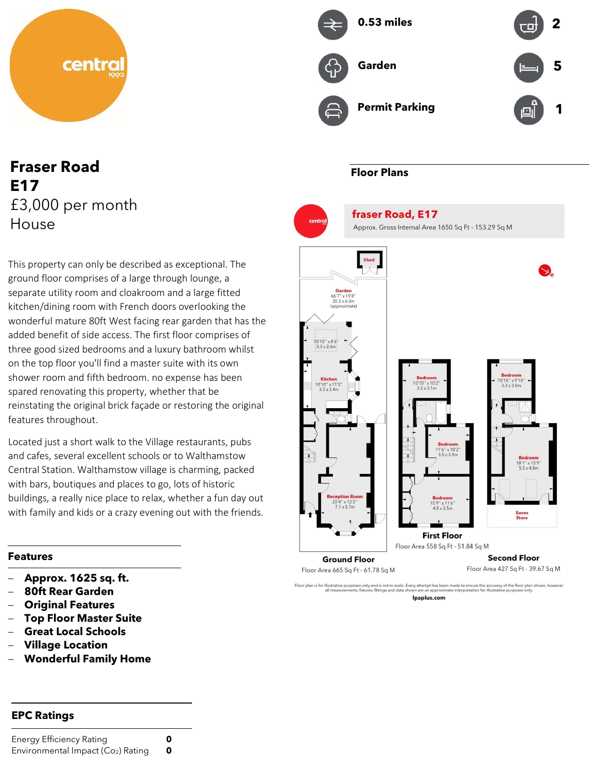central 1992

0.53 miles

Garden

Permit Parking

2

5

1

# Fraser Road
# E17

£3,000 per month

House

This property can only be described as exceptional. The ground floor comprises of a large through lounge, a separate utility room and cloakroom and a large fitted kitchen/dining room with French doors overlooking the wonderful mature 80ft West facing rear garden that has the added benefit of side access. The first floor comprises of three good sized bedrooms and a luxury bathroom whilst on the top floor you'll find a master suite with its own shower room and fifth bedroom. no expense has been spared renovating this property, whether that be reinstating the original brick façade or restoring the original features throughout.

Located just a short walk to the Village restaurants, pubs and cafes, several excellent schools or to Walthamstow Central Station. Walthamstow village is charming, packed with bars, boutiques and places to go, lots of historic buildings, a really nice place to relax, whether a fun day out with family and kids or a crazy evening out with the friends.

## Floor Plans

fraser Road, E17

Approx. Gross Internal Area 1650 Sq Ft - 153.29 Sq M

Shed

Garden
66'7" x 19'8"
20.3 x 6.0m
(approximate)

10'10" x 8'6"
3.3 x 2.6m

Kitchen
10'10" x 11'2"
3.3 x 3.4m

Reception Room
23'4" x 12'2"
7.1 x 3.7m

Bedroom
10'10" x 10'2"
3.3 x 3.1m

Bedroom
11'6" x 10'2"
3.5 x 3.1m

Bedroom
15'9" x 11'6"
4.8 x 3.5m

Bedroom
10'10" x 9'10"
3.3 x 3.0m

Bedroom
18'1" x 15'9"
5.5 x 4.8m

Eaves Store

**Ground Floor**
Floor Area 665 Sq Ft - 61.78 Sq M

**First Floor**
Floor Area 558 Sq Ft - 51.84 Sq M

**Second Floor**
Floor Area 427 Sq Ft - 39.67 Sq M

Floor plan is for illustrative purposes only and is not to scale. Every attempt has been made to ensure the accuracy of the floor plan shown, however all measurements, fixtures, fittings and data shown are an approximate interpretation for illustrative purposes only.

lpaplus.com

## Features

- **Approx. 1625 sq. ft.**
- **80ft Rear Garden**
- **Original Features**
- **Top Floor Master Suite**
- **Great Local Schools**
- **Village Location**
- **Wonderful Family Home**

## EPC Ratings

| | |
|---|---|
| Energy Efficiency Rating | 0 |
| Environmental Impact ($CO_2$) Rating | 0 |